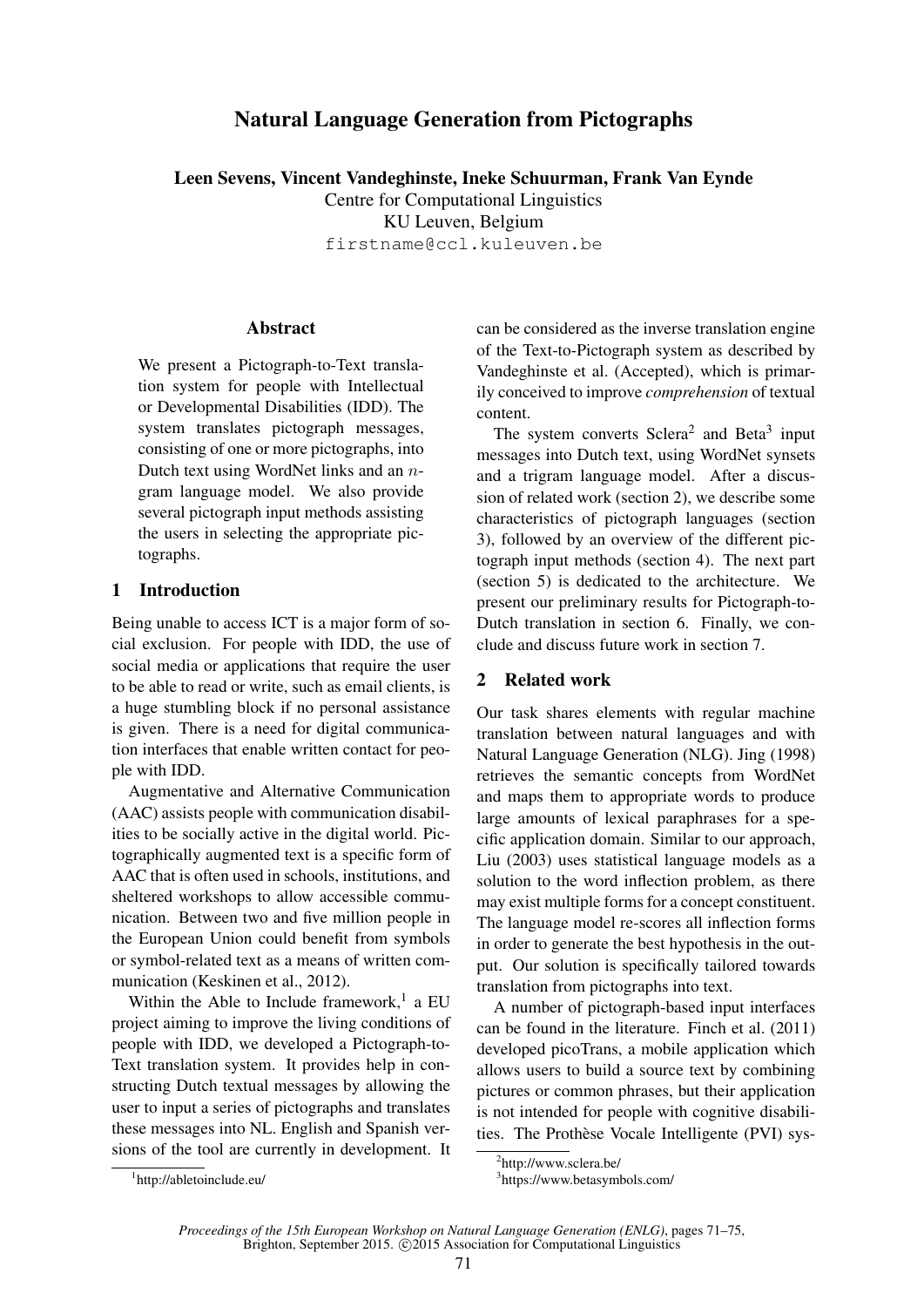# Natural Language Generation from Pictographs

**Leen Sevens, Vincent Vandeghinste, Ineke Schuurman, Frank Van Eynde**
Centre for Computational Linguistics
KU Leuven, Belgium
firstname@ccl.kuleuven.be

## Abstract

We present a Pictograph-to-Text translation system for people with Intellectual or Developmental Disabilities (IDD). The system translates pictograph messages, consisting of one or more pictographs, into Dutch text using WordNet links and an $n$-gram language model. We also provide several pictograph input methods assisting the users in selecting the appropriate pictographs.

## 1 Introduction

Being unable to access ICT is a major form of social exclusion. For people with IDD, the use of social media or applications that require the user to be able to read or write, such as email clients, is a huge stumbling block if no personal assistance is given. There is a need for digital communication interfaces that enable written contact for people with IDD.

Augmentative and Alternative Communication (AAC) assists people with communication disabilities to be socially active in the digital world. Pictographically augmented text is a specific form of AAC that is often used in schools, institutions, and sheltered workshops to allow accessible communication. Between two and five million people in the European Union could benefit from symbols or symbol-related text as a means of written communication (Keskinen et al., 2012).

Within the Able to Include framework,[1] a EU project aiming to improve the living conditions of people with IDD, we developed a Pictograph-to-Text translation system. It provides help in constructing Dutch textual messages by allowing the user to input a series of pictographs and translates these messages into NL. English and Spanish versions of the tool are currently in development. It can be considered as the inverse translation engine of the Text-to-Pictograph system as described by Vandeghinste et al. (Accepted), which is primarily conceived to improve *comprehension* of textual content.

The system converts Sclera[2] and Beta[3] input messages into Dutch text, using WordNet synsets and a trigram language model. After a discussion of related work (section 2), we describe some characteristics of pictograph languages (section 3), followed by an overview of the different pictograph input methods (section 4). The next part (section 5) is dedicated to the architecture. We present our preliminary results for Pictograph-to-Dutch translation in section 6. Finally, we conclude and discuss future work in section 7.

## 2 Related work

Our task shares elements with regular machine translation between natural languages and with Natural Language Generation (NLG). Jing (1998) retrieves the semantic concepts from WordNet and maps them to appropriate words to produce large amounts of lexical paraphrases for a specific application domain. Similar to our approach, Liu (2003) uses statistical language models as a solution to the word inflection problem, as there may exist multiple forms for a concept constituent. The language model re-scores all inflection forms in order to generate the best hypothesis in the output. Our solution is specifically tailored towards translation from pictographs into text.

A number of pictograph-based input interfaces can be found in the literature. Finch et al. (2011) developed picoTrans, a mobile application which allows users to build a source text by combining pictures or common phrases, but their application is not intended for people with cognitive disabilities. The Prothèse Vocale Intelligente (PVI) sys-

[1] http://abletoinclude.eu/

[2] http://www.sclera.be/

[3] https://www.betasymbols.com/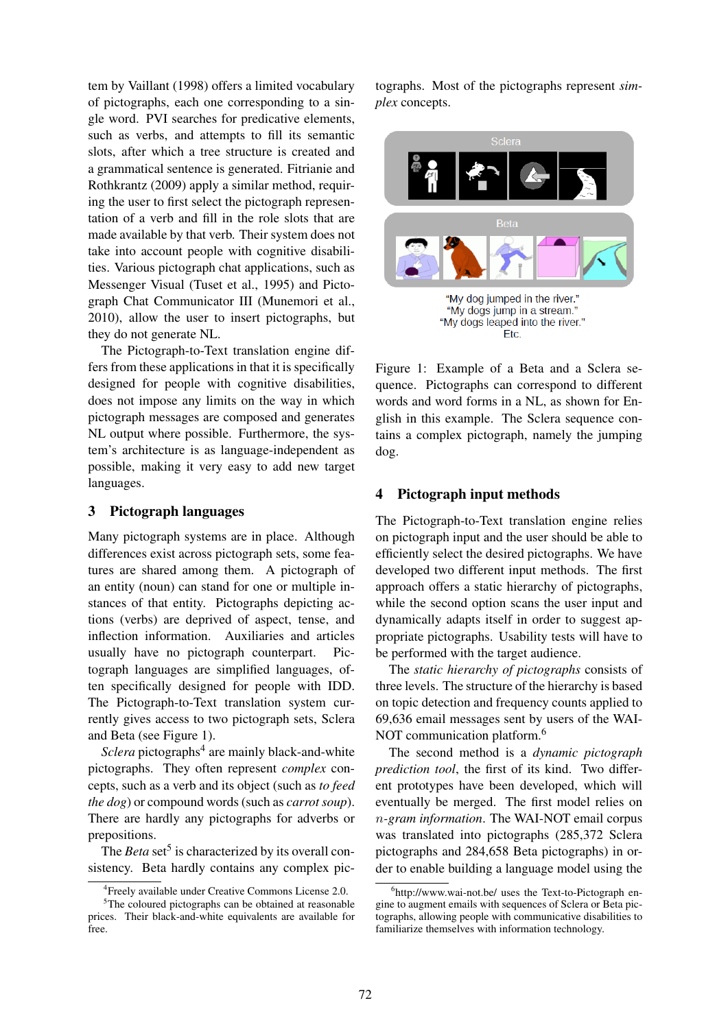tem by Vaillant (1998) offers a limited vocabulary of pictographs, each one corresponding to a single word. PVI searches for predicative elements, such as verbs, and attempts to fill its semantic slots, after which a tree structure is created and a grammatical sentence is generated. Fitrianie and Rothkrantz (2009) apply a similar method, requiring the user to first select the pictograph representation of a verb and fill in the role slots that are made available by that verb. Their system does not take into account people with cognitive disabilities. Various pictograph chat applications, such as Messenger Visual (Tuset et al., 1995) and Pictograph Chat Communicator III (Munemori et al., 2010), allow the user to insert pictographs, but they do not generate NL.

The Pictograph-to-Text translation engine differs from these applications in that it is specifically designed for people with cognitive disabilities, does not impose any limits on the way in which pictograph messages are composed and generates NL output where possible. Furthermore, the system's architecture is as language-independent as possible, making it very easy to add new target languages.

## 3 Pictograph languages

Many pictograph systems are in place. Although differences exist across pictograph sets, some features are shared among them. A pictograph of an entity (noun) can stand for one or multiple instances of that entity. Pictographs depicting actions (verbs) are deprived of aspect, tense, and inflection information. Auxiliaries and articles usually have no pictograph counterpart. Pictograph languages are simplified languages, often specifically designed for people with IDD. The Pictograph-to-Text translation system currently gives access to two pictograph sets, Sclera and Beta (see Figure 1).

*Sclera* pictographs[4] are mainly black-and-white pictographs. They often represent *complex* concepts, such as a verb and its object (such as *to feed the dog*) or compound words (such as *carrot soup*). There are hardly any pictographs for adverbs or prepositions.

The *Beta* set[5] is characterized by its overall consistency. Beta hardly contains any complex pictographs. Most of the pictographs represent *simplex* concepts.

Sclera

Beta

"My dog jumped in the river."
"My dogs jump in a stream."
"My dogs leaped into the river."
Etc.

Figure 1: Example of a Beta and a Sclera sequence. Pictographs can correspond to different words and word forms in a NL, as shown for English in this example. The Sclera sequence contains a complex pictograph, namely the jumping dog.

## 4 Pictograph input methods

The Pictograph-to-Text translation engine relies on pictograph input and the user should be able to efficiently select the desired pictographs. We have developed two different input methods. The first approach offers a static hierarchy of pictographs, while the second option scans the user input and dynamically adapts itself in order to suggest appropriate pictographs. Usability tests will have to be performed with the target audience.

The *static hierarchy of pictographs* consists of three levels. The structure of the hierarchy is based on topic detection and frequency counts applied to 69,636 email messages sent by users of the WAI-NOT communication platform.[6]

The second method is a *dynamic pictograph prediction tool*, the first of its kind. Two different prototypes have been developed, which will eventually be merged. The first model relies on *n-gram information*. The WAI-NOT email corpus was translated into pictographs (285,372 Sclera pictographs and 284,658 Beta pictographs) in order to enable building a language model using the

[4] Freely available under Creative Commons License 2.0.

[5] The coloured pictographs can be obtained at reasonable prices. Their black-and-white equivalents are available for free.

[6] http://www.wai-not.be/ uses the Text-to-Pictograph engine to augment emails with sequences of Sclera or Beta pictographs, allowing people with communicative disabilities to familiarize themselves with information technology.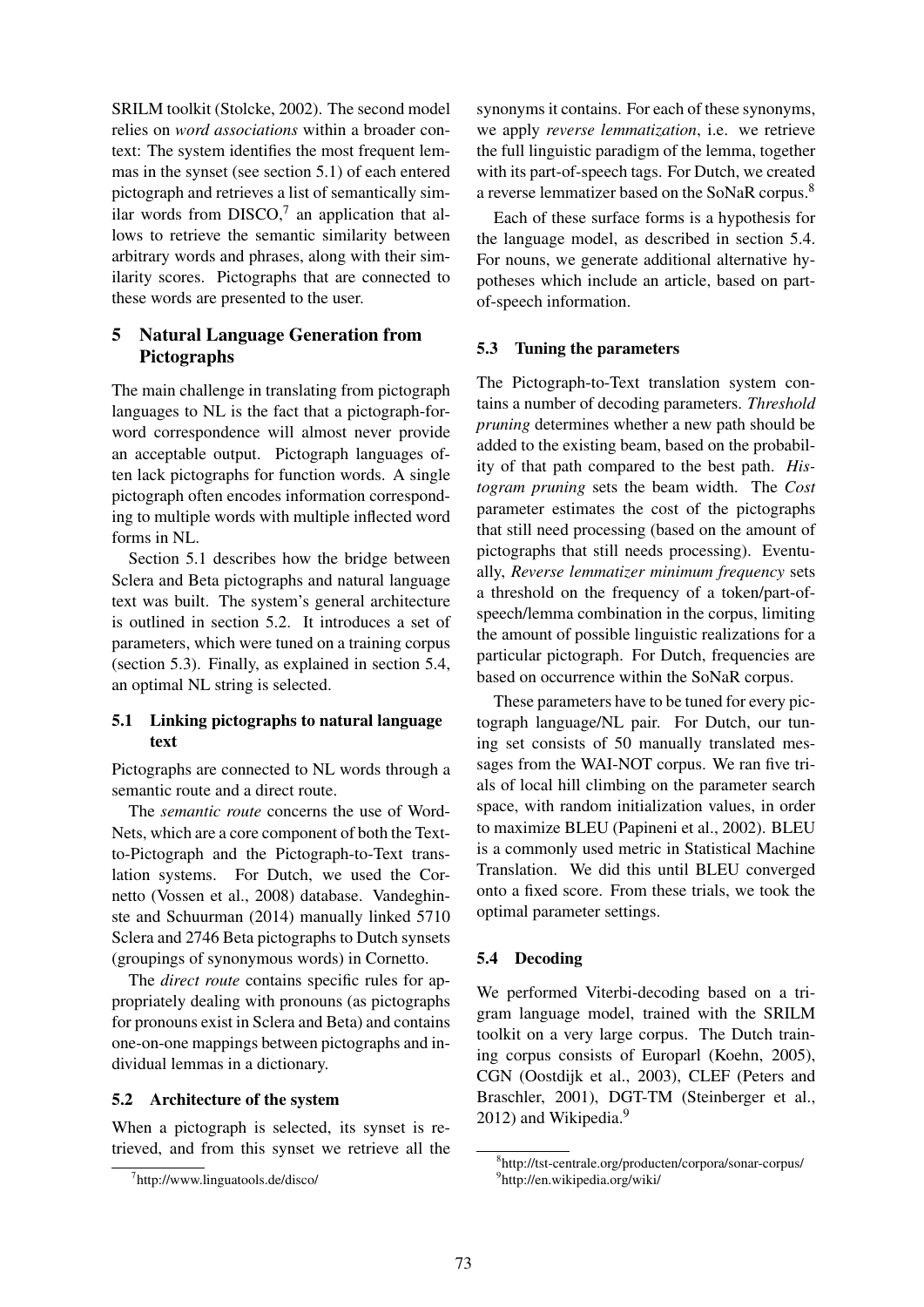SRILM toolkit (Stolcke, 2002). The second model relies on *word associations* within a broader context: The system identifies the most frequent lemmas in the synset (see section 5.1) of each entered pictograph and retrieves a list of semantically similar words from DISCO,[7] an application that allows to retrieve the semantic similarity between arbitrary words and phrases, along with their similarity scores. Pictographs that are connected to these words are presented to the user.

## 5 Natural Language Generation from Pictographs

The main challenge in translating from pictograph languages to NL is the fact that a pictograph-for-word correspondence will almost never provide an acceptable output. Pictograph languages often lack pictographs for function words. A single pictograph often encodes information corresponding to multiple words with multiple inflected word forms in NL.

Section 5.1 describes how the bridge between Sclera and Beta pictographs and natural language text was built. The system's general architecture is outlined in section 5.2. It introduces a set of parameters, which were tuned on a training corpus (section 5.3). Finally, as explained in section 5.4, an optimal NL string is selected.

### 5.1 Linking pictographs to natural language text

Pictographs are connected to NL words through a semantic route and a direct route.

The *semantic route* concerns the use of WordNets, which are a core component of both the Text-to-Pictograph and the Pictograph-to-Text translation systems. For Dutch, we used the Cornetto (Vossen et al., 2008) database. Vandeghinste and Schuurman (2014) manually linked 5710 Sclera and 2746 Beta pictographs to Dutch synsets (groupings of synonymous words) in Cornetto.

The *direct route* contains specific rules for appropriately dealing with pronouns (as pictographs for pronouns exist in Sclera and Beta) and contains one-on-one mappings between pictographs and individual lemmas in a dictionary.

### 5.2 Architecture of the system

When a pictograph is selected, its synset is retrieved, and from this synset we retrieve all the synonyms it contains. For each of these synonyms, we apply *reverse lemmatization*, i.e. we retrieve the full linguistic paradigm of the lemma, together with its part-of-speech tags. For Dutch, we created a reverse lemmatizer based on the SoNaR corpus.[8]

Each of these surface forms is a hypothesis for the language model, as described in section 5.4. For nouns, we generate additional alternative hypotheses which include an article, based on part-of-speech information.

### 5.3 Tuning the parameters

The Pictograph-to-Text translation system contains a number of decoding parameters. *Threshold pruning* determines whether a new path should be added to the existing beam, based on the probability of that path compared to the best path. *Histogram pruning* sets the beam width. The *Cost* parameter estimates the cost of the pictographs that still need processing (based on the amount of pictographs that still needs processing). Eventually, *Reverse lemmatizer minimum frequency* sets a threshold on the frequency of a token/part-of-speech/lemma combination in the corpus, limiting the amount of possible linguistic realizations for a particular pictograph. For Dutch, frequencies are based on occurrence within the SoNaR corpus.

These parameters have to be tuned for every pictograph language/NL pair. For Dutch, our tuning set consists of 50 manually translated messages from the WAI-NOT corpus. We ran five trials of local hill climbing on the parameter search space, with random initialization values, in order to maximize BLEU (Papineni et al., 2002). BLEU is a commonly used metric in Statistical Machine Translation. We did this until BLEU converged onto a fixed score. From these trials, we took the optimal parameter settings.

### 5.4 Decoding

We performed Viterbi-decoding based on a trigram language model, trained with the SRILM toolkit on a very large corpus. The Dutch training corpus consists of Europarl (Koehn, 2005), CGN (Oostdijk et al., 2003), CLEF (Peters and Braschler, 2001), DGT-TM (Steinberger et al., 2012) and Wikipedia.[9]

---

[7] http://www.linguatools.de/disco/

[8] http://tst-centrale.org/producten/corpora/sonar-corpus/

[9] http://en.wikipedia.org/wiki/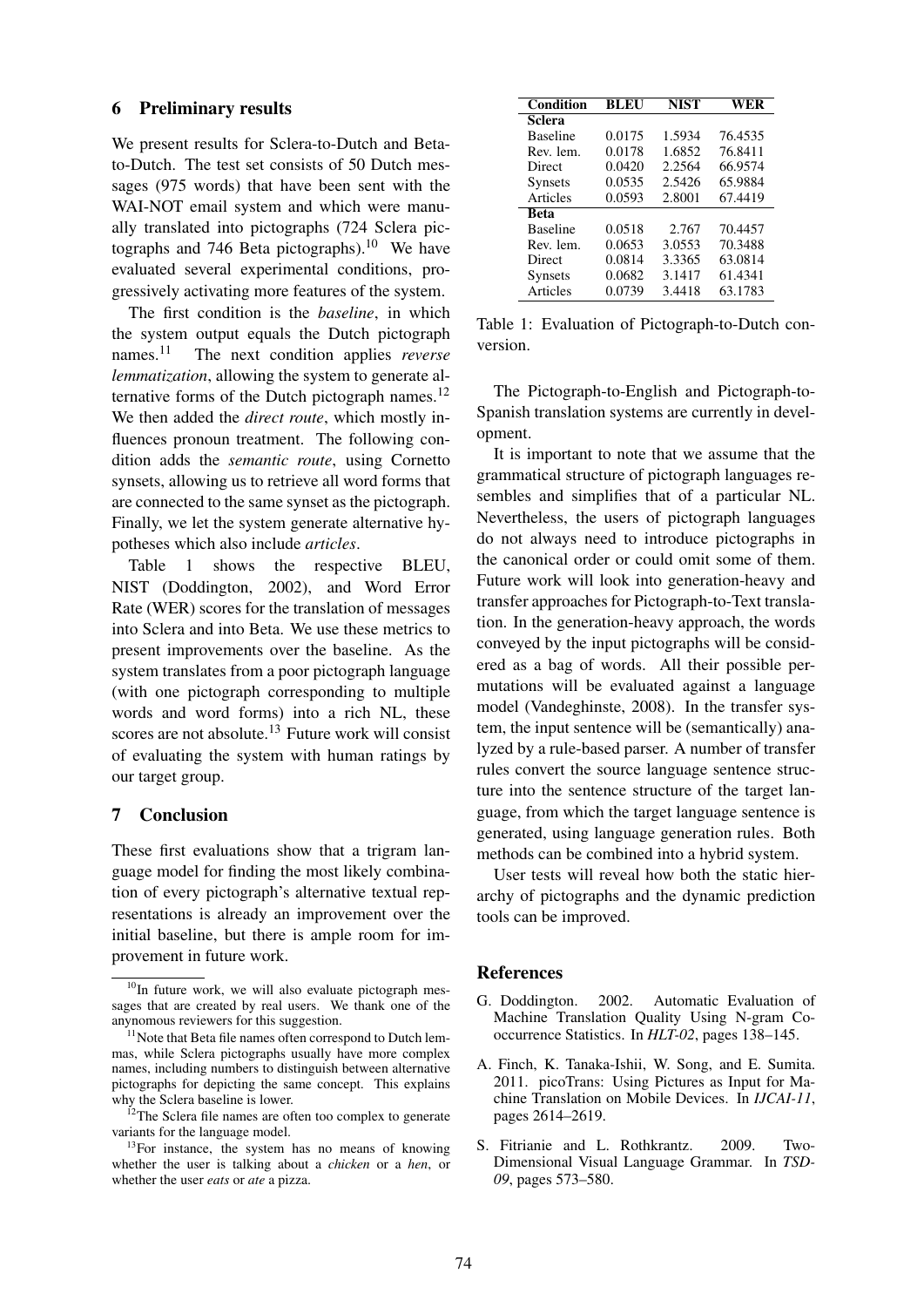## 6 Preliminary results

We present results for Sclera-to-Dutch and Beta-to-Dutch. The test set consists of 50 Dutch messages (975 words) that have been sent with the WAI-NOT email system and which were manually translated into pictographs (724 Sclera pictographs and 746 Beta pictographs).[10] We have evaluated several experimental conditions, progressively activating more features of the system.

The first condition is the *baseline*, in which the system output equals the Dutch pictograph names.[11] The next condition applies *reverse lemmatization*, allowing the system to generate alternative forms of the Dutch pictograph names.[12] We then added the *direct route*, which mostly influences pronoun treatment. The following condition adds the *semantic route*, using Cornetto synsets, allowing us to retrieve all word forms that are connected to the same synset as the pictograph. Finally, we let the system generate alternative hypotheses which also include *articles*.

Table 1 shows the respective BLEU, NIST (Doddington, 2002), and Word Error Rate (WER) scores for the translation of messages into Sclera and into Beta. We use these metrics to present improvements over the baseline. As the system translates from a poor pictograph language (with one pictograph corresponding to multiple words and word forms) into a rich NL, these scores are not absolute.[13] Future work will consist of evaluating the system with human ratings by our target group.

| Condition | BLEU | NIST | WER |
|---|---|---|---|
| **Sclera** | | | |
| Baseline | 0.0175 | 1.5934 | 76.4535 |
| Rev. lem. | 0.0178 | 1.6852 | 76.8411 |
| Direct | 0.0420 | 2.2564 | 66.9574 |
| Synsets | 0.0535 | 2.5426 | 65.9884 |
| Articles | 0.0593 | 2.8001 | 67.4419 |
| **Beta** | | | |
| Baseline | 0.0518 | 2.767 | 70.4457 |
| Rev. lem. | 0.0653 | 3.0553 | 70.3488 |
| Direct | 0.0814 | 3.3365 | 63.0814 |
| Synsets | 0.0682 | 3.1417 | 61.4341 |
| Articles | 0.0739 | 3.4418 | 63.1783 |

Table 1: Evaluation of Pictograph-to-Dutch conversion.

The Pictograph-to-English and Pictograph-to-Spanish translation systems are currently in development.

It is important to note that we assume that the grammatical structure of pictograph languages resembles and simplifies that of a particular NL. Nevertheless, the users of pictograph languages do not always need to introduce pictographs in the canonical order or could omit some of them. Future work will look into generation-heavy and transfer approaches for Pictograph-to-Text translation. In the generation-heavy approach, the words conveyed by the input pictographs will be considered as a bag of words. All their possible permutations will be evaluated against a language model (Vandeghinste, 2008). In the transfer system, the input sentence will be (semantically) analyzed by a rule-based parser. A number of transfer rules convert the source language sentence structure into the sentence structure of the target language, from which the target language sentence is generated, using language generation rules. Both methods can be combined into a hybrid system.

User tests will reveal how both the static hierarchy of pictographs and the dynamic prediction tools can be improved.

## 7 Conclusion

These first evaluations show that a trigram language model for finding the most likely combination of every pictograph's alternative textual representations is already an improvement over the initial baseline, but there is ample room for improvement in future work.

[10] In future work, we will also evaluate pictograph messages that are created by real users. We thank one of the anynomous reviewers for this suggestion.

[11] Note that Beta file names often correspond to Dutch lemmas, while Sclera pictographs usually have more complex names, including numbers to distinguish between alternative pictographs for depicting the same concept. This explains why the Sclera baseline is lower.

[12] The Sclera file names are often too complex to generate variants for the language model.

[13] For instance, the system has no means of knowing whether the user is talking about a *chicken* or a *hen*, or whether the user *eats* or *ate* a pizza.

## References

G. Doddington. 2002. Automatic Evaluation of Machine Translation Quality Using N-gram Co-occurrence Statistics. In *HLT-02*, pages 138–145.

A. Finch, K. Tanaka-Ishii, W. Song, and E. Sumita. 2011. picoTrans: Using Pictures as Input for Machine Translation on Mobile Devices. In *IJCAI-11*, pages 2614–2619.

S. Fitrianie and L. Rothkrantz. 2009. Two-Dimensional Visual Language Grammar. In *TSD-09*, pages 573–580.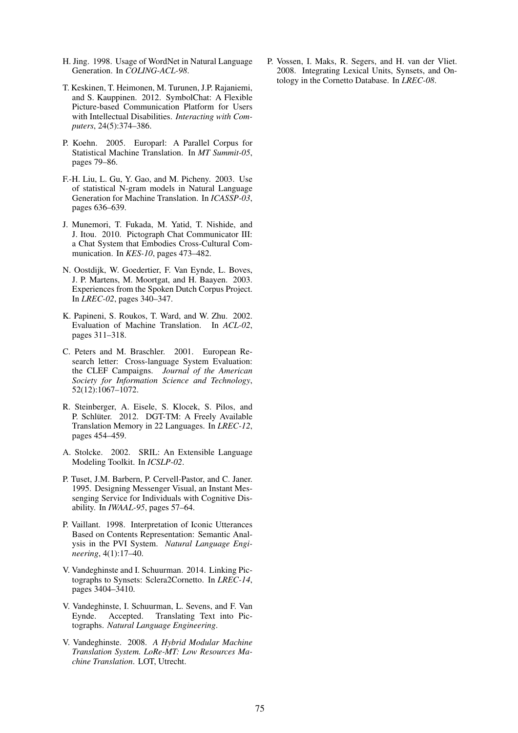H. Jing. 1998. Usage of WordNet in Natural Language Generation. In *COLING-ACL-98*.

T. Keskinen, T. Heimonen, M. Turunen, J.P. Rajaniemi, and S. Kauppinen. 2012. SymbolChat: A Flexible Picture-based Communication Platform for Users with Intellectual Disabilities. *Interacting with Computers*, 24(5):374–386.

P. Koehn. 2005. Europarl: A Parallel Corpus for Statistical Machine Translation. In *MT Summit-05*, pages 79–86.

F.-H. Liu, L. Gu, Y. Gao, and M. Picheny. 2003. Use of statistical N-gram models in Natural Language Generation for Machine Translation. In *ICASSP-03*, pages 636–639.

J. Munemori, T. Fukada, M. Yatid, T. Nishide, and J. Itou. 2010. Pictograph Chat Communicator III: a Chat System that Embodies Cross-Cultural Communication. In *KES-10*, pages 473–482.

N. Oostdijk, W. Goedertier, F. Van Eynde, L. Boves, J. P. Martens, M. Moortgat, and H. Baayen. 2003. Experiences from the Spoken Dutch Corpus Project. In *LREC-02*, pages 340–347.

K. Papineni, S. Roukos, T. Ward, and W. Zhu. 2002. Evaluation of Machine Translation. In *ACL-02*, pages 311–318.

C. Peters and M. Braschler. 2001. European Research letter: Cross-language System Evaluation: the CLEF Campaigns. *Journal of the American Society for Information Science and Technology*, 52(12):1067–1072.

R. Steinberger, A. Eisele, S. Klocek, S. Pilos, and P. Schlüter. 2012. DGT-TM: A Freely Available Translation Memory in 22 Languages. In *LREC-12*, pages 454–459.

A. Stolcke. 2002. SRIL: An Extensible Language Modeling Toolkit. In *ICSLP-02*.

P. Tuset, J.M. Barbern, P. Cervell-Pastor, and C. Janer. 1995. Designing Messenger Visual, an Instant Messenging Service for Individuals with Cognitive Disability. In *IWAAL-95*, pages 57–64.

P. Vaillant. 1998. Interpretation of Iconic Utterances Based on Contents Representation: Semantic Analysis in the PVI System. *Natural Language Engineering*, 4(1):17–40.

V. Vandeghinste and I. Schuurman. 2014. Linking Pictographs to Synsets: Sclera2Cornetto. In *LREC-14*, pages 3404–3410.

V. Vandeghinste, I. Schuurman, L. Sevens, and F. Van Eynde. Accepted. Translating Text into Pictographs. *Natural Language Engineering*.

V. Vandeghinste. 2008. *A Hybrid Modular Machine Translation System. LoRe-MT: Low Resources Machine Translation*. LOT, Utrecht.

P. Vossen, I. Maks, R. Segers, and H. van der Vliet. 2008. Integrating Lexical Units, Synsets, and Ontology in the Cornetto Database. In *LREC-08*.